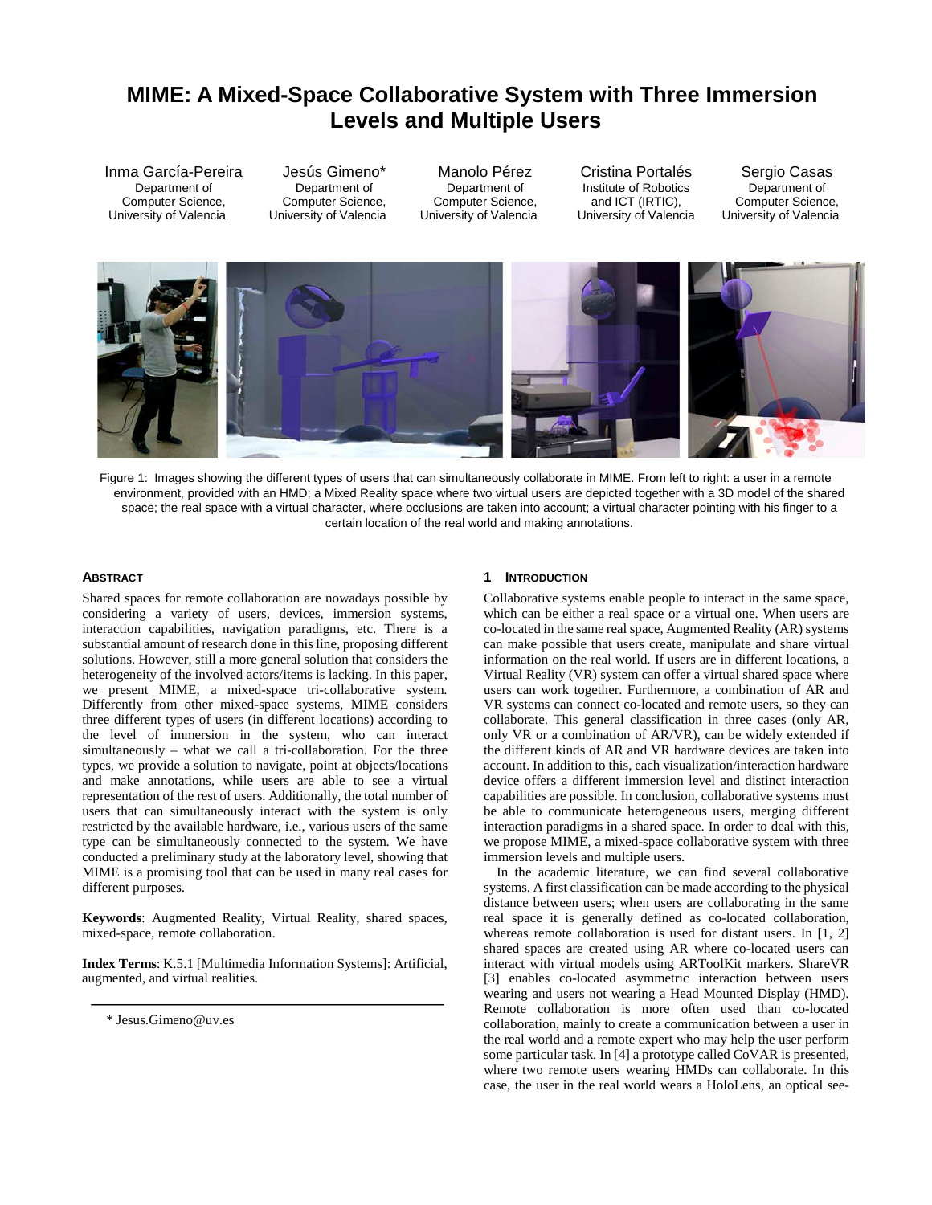# MIME: A Mixed-Space Collaborative System with Three Immersion Levels and Multiple Users

Inma García-Pereira
Department of Computer Science, University of Valencia

Jesús Gimeno*
Department of Computer Science, University of Valencia

Manolo Pérez
Department of Computer Science, University of Valencia

Cristina Portalés
Institute of Robotics and ICT (IRTIC), University of Valencia

Sergio Casas
Department of Computer Science, University of Valencia

Figure 1: Images showing the different types of users that can simultaneously collaborate in MIME. From left to right: a user in a remote environment, provided with an HMD; a Mixed Reality space where two virtual users are depicted together with a 3D model of the shared space; the real space with a virtual character, where occlusions are taken into account; a virtual character pointing with his finger to a certain location of the real world and making annotations.

## Abstract

Shared spaces for remote collaboration are nowadays possible by considering a variety of users, devices, immersion systems, interaction capabilities, navigation paradigms, etc. There is a substantial amount of research done in this line, proposing different solutions. However, still a more general solution that considers the heterogeneity of the involved actors/items is lacking. In this paper, we present MIME, a mixed-space tri-collaborative system. Differently from other mixed-space systems, MIME considers three different types of users (in different locations) according to the level of immersion in the system, who can interact simultaneously – what we call a tri-collaboration. For the three types, we provide a solution to navigate, point at objects/locations and make annotations, while users are able to see a virtual representation of the rest of users. Additionally, the total number of users that can simultaneously interact with the system is only restricted by the available hardware, i.e., various users of the same type can be simultaneously connected to the system. We have conducted a preliminary study at the laboratory level, showing that MIME is a promising tool that can be used in many real cases for different purposes.

**Keywords**: Augmented Reality, Virtual Reality, shared spaces, mixed-space, remote collaboration.

**Index Terms**: K.5.1 [Multimedia Information Systems]: Artificial, augmented, and virtual realities.

* Jesus.Gimeno@uv.es

## 1 Introduction

Collaborative systems enable people to interact in the same space, which can be either a real space or a virtual one. When users are co-located in the same real space, Augmented Reality (AR) systems can make possible that users create, manipulate and share virtual information on the real world. If users are in different locations, a Virtual Reality (VR) system can offer a virtual shared space where users can work together. Furthermore, a combination of AR and VR systems can connect co-located users and remote users, so they can collaborate. This general classification in three cases (only AR, only VR or a combination of AR/VR), can be widely extended if the different kinds of AR and VR hardware devices are taken into account. In addition to this, each visualization/interaction hardware device offers a different immersion level and distinct interaction capabilities are possible. In conclusion, collaborative systems must be able to communicate heterogeneous users, merging different interaction paradigms in a shared space. In order to deal with this, we propose MIME, a mixed-space collaborative system with three immersion levels and multiple users.

In the academic literature, we can find several collaborative systems. A first classification can be made according to the physical distance between users; when users are collaborating in the same real space it is generally defined as co-located collaboration, whereas remote collaboration is used for distant users. In [1, 2] shared spaces are created using AR where co-located users can interact with virtual models using ARToolKit markers. ShareVR [3] enables co-located asymmetric interaction between users wearing and users not wearing a Head Mounted Display (HMD). Remote collaboration is more often used than co-located collaboration, mainly to create a communication between a user in the real world and a remote expert who may help the user perform some particular task. In [4] a prototype called CoVAR is presented, where two remote users wearing HMDs can collaborate. In this case, the user in the real world wears a HoloLens, an optical see-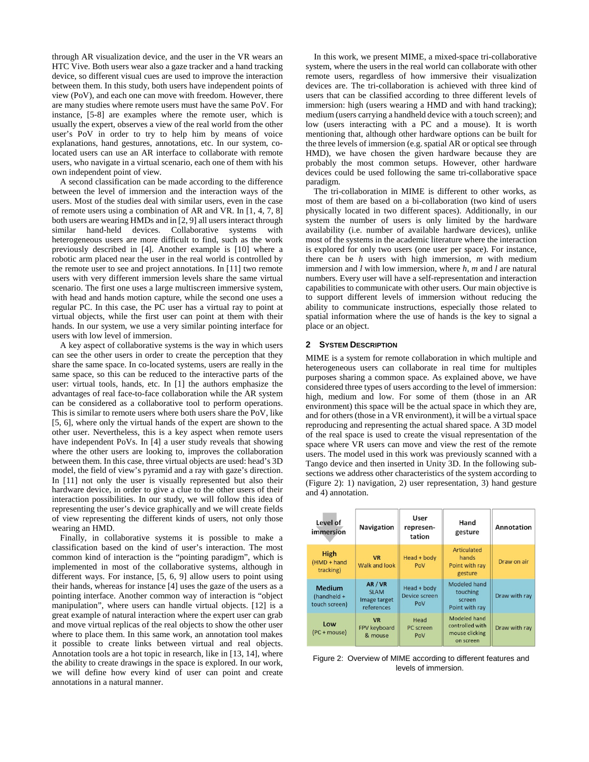through AR visualization device, and the user in the VR wears an HTC Vive. Both users wear also a gaze tracker and a hand tracking device, so different visual cues are used to improve the interaction between them. In this study, both users have independent points of view (PoV), and each one can move with freedom. However, there are many studies where remote users must have the same PoV. For instance, [5-8] are examples where the remote user, which is usually the expert, observes a view of the real world from the other user's PoV in order to try to help him by means of voice explanations, hand gestures, annotations, etc. In our system, co-located users can use an AR interface to collaborate with remote users, who navigate in a virtual scenario, each one of them with his own independent point of view.

A second classification can be made according to the difference between the level of immersion and the interaction ways of the users. Most of the studies deal with similar users, even in the case of remote users using a combination of AR and VR. In [1, 4, 7, 8] both users are wearing HMDs and in [2, 9] all users interact through similar hand-held devices. Collaborative systems with heterogeneous users are more difficult to find, such as the work previously described in [4]. Another example is [10] where a robotic arm placed near the user in the real world is controlled by the remote user to see and project annotations. In [11] two remote users with very different immersion levels share the same virtual scenario. The first one uses a large multiscreen immersive system, with head and hands motion capture, while the second one uses a regular PC. In this case, the PC user has a virtual ray to point at virtual objects, while the first user can point at them with their hands. In our system, we use a very similar pointing interface for users with low level of immersion.

A key aspect of collaborative systems is the way in which users can see the other users in order to create the perception that they share the same space. In co-located systems, users are really in the same space, so this can be reduced to the interactive parts of the user: virtual tools, hands, etc. In [1] the authors emphasize the advantages of real face-to-face collaboration while the AR system can be considered as a collaborative tool to perform operations. This is similar to remote users where both users share the PoV, like [5, 6], where only the virtual hands of the expert are shown to the other user. Nevertheless, this is a key aspect when remote users have independent PoVs. In [4] a user study reveals that showing where the other users are looking to, improves the collaboration between them. In this case, three virtual objects are used: head's 3D model, the field of view's pyramid and a ray with gaze's direction. In [11] not only the user is visually represented but also their hardware device, in order to give a clue to the other users of their interaction possibilities. In our study, we will follow this idea of representing the user's device graphically and we will create fields of view representing the different kinds of users, not only those wearing an HMD.

Finally, in collaborative systems it is possible to make a classification based on the kind of user's interaction. The most common kind of interaction is the "pointing paradigm", which is implemented in most of the collaborative systems, although in different ways. For instance, [5, 6, 9] allow users to point using their hands, whereas for instance [4] uses the gaze of the user as a pointing interface. Another common way of interaction is "object manipulation", where users can handle virtual objects. [12] is a great example of natural interaction where the expert user can grab and move virtual replicas of the real objects to show the other user where to place them. In this same work, an annotation tool makes it possible to create links between virtual and real objects. Annotation tools are a hot topic in research, like in [13, 14], where the ability to create drawings in the space is explored. In our work, we will define how every kind of user can point and create annotations in a natural manner.

In this work, we present MIME, a mixed-space tri-collaborative system, where the users in the real world can collaborate with other remote users, regardless of how immersive their visualization devices are. The tri-collaboration is achieved with three kind of users that can be classified according to three different levels of immersion: high (users wearing a HMD and with hand tracking); medium (users carrying a handheld device with a touch screen); and low (users interacting with a PC and a mouse). It is worth mentioning that, although other hardware options can be built for the three levels of immersion (e.g. spatial AR or optical see through HMD), we have chosen the given hardware because they are probably the most common setups. However, other hardware devices could be used following the same tri-collaborative space paradigm.

The tri-collaboration in MIME is different to other works, as most of them are based on a bi-collaboration (two kind of users physically located in two different spaces). Additionally, in our system the number of users is only limited by the hardware availability (i.e. number of available hardware devices), unlike most of the systems in the academic literature where the interaction is explored for only two users (one user per space). For instance, there can be $h$ users with high immersion, $m$ with medium immersion and $l$ with low immersion, where $h$, $m$ and $l$ are natural numbers. Every user will have a self-representation and interaction capabilities to communicate with other users. Our main objective is to support different levels of immersion without reducing the ability to communicate instructions, especially those related to spatial information where the use of hands is the key to signal a place or an object.

## 2 System Description

MIME is a system for remote collaboration in which multiple and heterogeneous users can collaborate in real time for multiples purposes sharing a common space. As explained above, we have considered three types of users according to the level of immersion: high, medium and low. For some of them (those in an AR environment) this space will be the actual space in which they are, and for others (those in a VR environment), it will be a virtual space reproducing and representing the actual shared space. A 3D model of the real space is used to create the visual representation of the space where VR users can move and view the rest of the remote users. The model used in this work was previously scanned with a Tango device and then inserted in Unity 3D. In the following sub-sections we address other characteristics of the system according to (Figure 2): 1) navigation, 2) user representation, 3) hand gesture and 4) annotation.

| Level of immersion | Navigation | User representation | Hand gesture | Annotation |
|---|---|---|---|---|
| **High** (HMD + hand tracking) | **VR** Walk and look | Head + body PoV | Articulated hands Point with ray gesture | Draw on air |
| **Medium** (handheld + touch screen) | **AR / VR** SLAM Image target references | Head + body Device screen PoV | Modeled hand touching screen Point with ray | Draw with ray |
| **Low** (PC + mouse) | **VR** FPV keyboard & mouse | Head PC screen PoV | Modeled hand controlled with mouse clicking on screen | Draw with ray |

Figure 2: Overview of MIME according to different features and levels of immersion.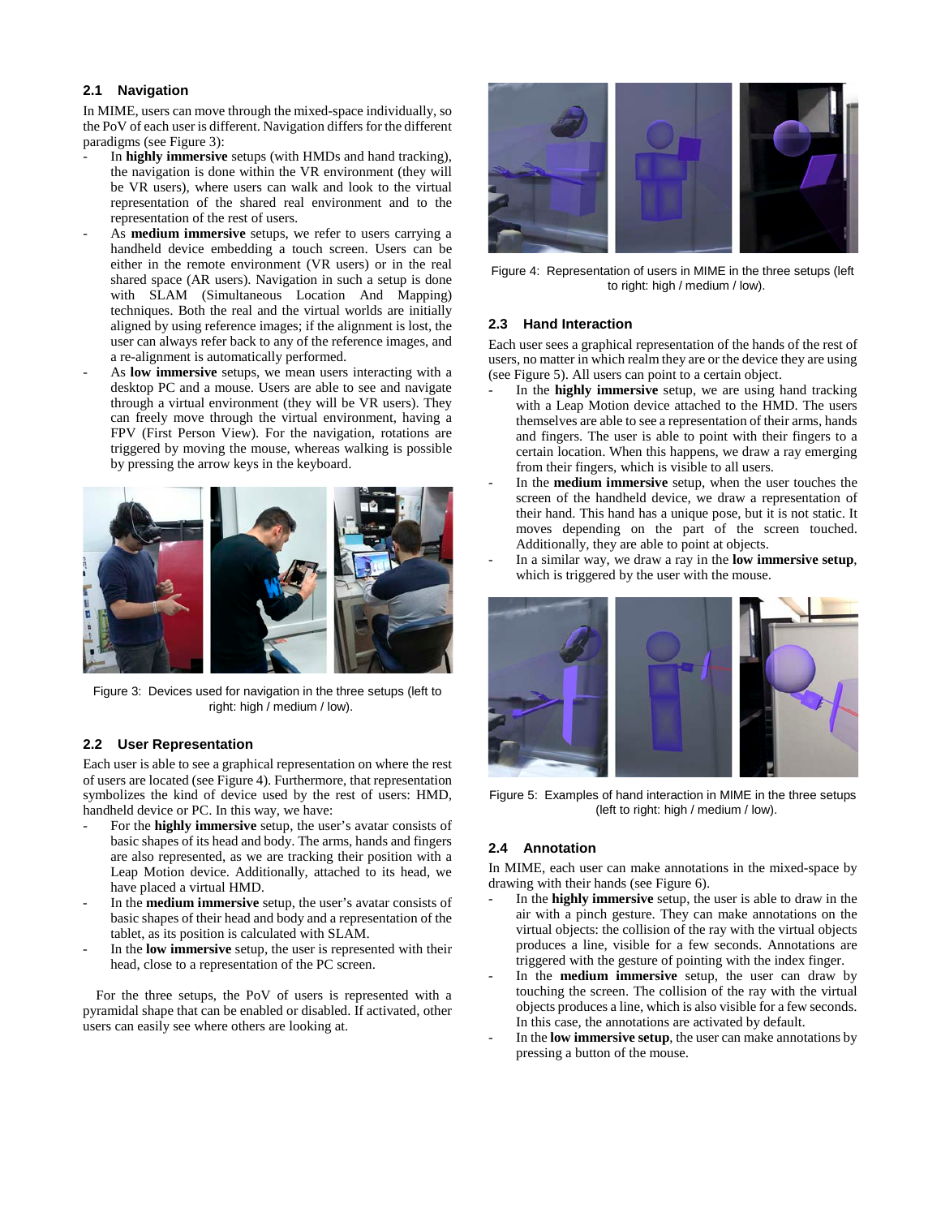### 2.1 Navigation

In MIME, users can move through the mixed-space individually, so the PoV of each user is different. Navigation differs for the different paradigms (see Figure 3):

- In **highly immersive** setups (with HMDs and hand tracking), the navigation is done within the VR environment (they will be VR users), where users can walk and look to the virtual representation of the shared real environment and to the representation of the rest of users.
- As **medium immersive** setups, we refer to users carrying a handheld device embedding a touch screen. Users can be either in the remote environment (VR users) or in the real shared space (AR users). Navigation in such a setup is done with SLAM (Simultaneous Location And Mapping) techniques. Both the real and the virtual worlds are initially aligned by using reference images; if the alignment is lost, the user can always refer back to any of the reference images, and a re-alignment is automatically performed.
- As **low immersive** setups, we mean users interacting with a desktop PC and a mouse. Users are able to see and navigate through a virtual environment (they will be VR users). They can freely move through the virtual environment, having a FPV (First Person View). For the navigation, rotations are triggered by moving the mouse, whereas walking is possible by pressing the arrow keys in the keyboard.

Figure 3: Devices used for navigation in the three setups (left to right: high / medium / low).

### 2.2 User Representation

Each user is able to see a graphical representation on where the rest of users are located (see Figure 4). Furthermore, that representation symbolizes the kind of device used by the rest of users: HMD, handheld device or PC. In this way, we have:

- For the **highly immersive** setup, the user's avatar consists of basic shapes of its head and body. The arms, hands and fingers are also represented, as we are tracking their position with a Leap Motion device. Additionally, attached to its head, we have placed a virtual HMD.
- In the **medium immersive** setup, the user's avatar consists of basic shapes of their head and body and a representation of the tablet, as its position is calculated with SLAM.
- In the **low immersive** setup, the user is represented with their head, close to a representation of the PC screen.

For the three setups, the PoV of users is represented with a pyramidal shape that can be enabled or disabled. If activated, other users can easily see where others are looking at.

Figure 4: Representation of users in MIME in the three setups (left to right: high / medium / low).

### 2.3 Hand Interaction

Each user sees a graphical representation of the hands of the rest of users, no matter in which realm they are or the device they are using (see Figure 5). All users can point to a certain object.

- In the **highly immersive** setup, we are using hand tracking with a Leap Motion device attached to the HMD. The users themselves are able to see a representation of their arms, hands and fingers. The user is able to point with their fingers to a certain location. When this happens, we draw a ray emerging from their fingers, which is visible to all users.
- In the **medium immersive** setup, when the user touches the screen of the handheld device, we draw a representation of their hand. This hand has a unique pose, but it is not static. It moves depending on the part of the screen touched. Additionally, they are able to point at objects.
- In a similar way, we draw a ray in the **low immersive setup**, which is triggered by the user with the mouse.

Figure 5: Examples of hand interaction in MIME in the three setups (left to right: high / medium / low).

### 2.4 Annotation

In MIME, each user can make annotations in the mixed-space by drawing with their hands (see Figure 6).

- In the **highly immersive** setup, the user is able to draw in the air with a pinch gesture. They can make annotations on the virtual objects: the collision of the ray with the virtual objects produces a line, visible for a few seconds. Annotations are triggered with the gesture of pointing with the index finger.
- In the **medium immersive** setup, the user can draw by touching the screen. The collision of the ray with the virtual objects produces a line, which is also visible for a few seconds. In this case, the annotations are activated by default.
- In the **low immersive setup**, the user can make annotations by pressing a button of the mouse.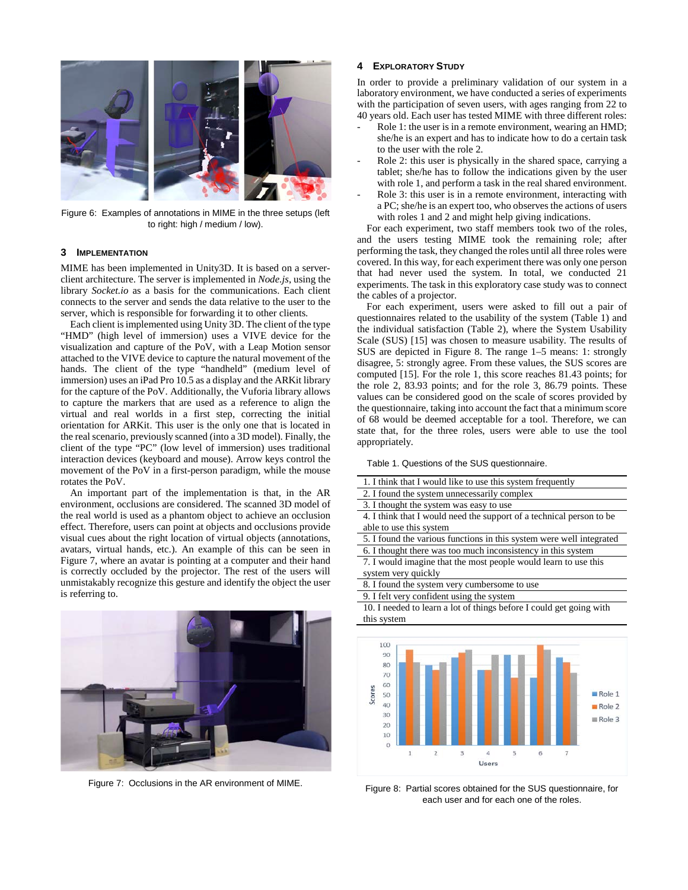Figure 6: Examples of annotations in MIME in the three setups (left to right: high / medium / low).

## 3 IMPLEMENTATION

MIME has been implemented in Unity3D. It is based on a server-client architecture. The server is implemented in *Node.js*, using the library *Socket.io* as a basis for the communications. Each client connects to the server and sends the data relative to the user to the server, which is responsible for forwarding it to other clients.

Each client is implemented using Unity 3D. The client of the type "HMD" (high level of immersion) uses a VIVE device for the visualization and capture of the PoV, with a Leap Motion sensor attached to the VIVE device to capture the natural movement of the hands. The client of the type "handheld" (medium level of immersion) uses an iPad Pro 10.5 as a display and the ARKit library for the capture of the PoV. Additionally, the Vuforia library allows to capture the markers that are used as a reference to align the virtual and real worlds in a first step, correcting the initial orientation for ARKit. This user is the only one that is located in the real scenario, previously scanned (into a 3D model). Finally, the client of the type "PC" (low level of immersion) uses traditional interaction devices (keyboard and mouse). Arrow keys control the movement of the PoV in a first-person paradigm, while the mouse rotates the PoV.

An important part of the implementation is that, in the AR environment, occlusions are considered. The scanned 3D model of the real world is used as a phantom object to achieve an occlusion effect. Therefore, users can point at objects and occlusions provide visual cues about the right location of virtual objects (annotations, avatars, virtual hands, etc.). An example of this can be seen in Figure 7, where an avatar is pointing at a computer and their hand is correctly occluded by the projector. The rest of the users will unmistakably recognize this gesture and identify the object the user is referring to.

Figure 7: Occlusions in the AR environment of MIME.

## 4 EXPLORATORY STUDY

In order to provide a preliminary validation of our system in a laboratory environment, we have conducted a series of experiments with the participation of seven users, with ages ranging from 22 to 40 years old. Each user has tested MIME with three different roles:

- Role 1: the user is in a remote environment, wearing an HMD; she/he is an expert and has to indicate how to do a certain task to the user with the role 2.
- Role 2: this user is physically in the shared space, carrying a tablet; she/he has to follow the indications given by the user with role 1, and perform a task in the real shared environment.
- Role 3: this user is in a remote environment, interacting with a PC; she/he is an expert too, who observes the actions of users with roles 1 and 2 and might help giving indications.

For each experiment, two staff members took two of the roles, and the users testing MIME took the remaining role; after performing the task, they changed the roles until all three roles were covered. In this way, for each experiment there was only one person that had never used the system. In total, we conducted 21 experiments. The task in this exploratory case study was to connect the cables of a projector.

For each experiment, users were asked to fill out a pair of questionnaires related to the usability of the system (Table 1) and the individual satisfaction (Table 2), where the System Usability Scale (SUS) [15] was chosen to measure usability. The results of SUS are depicted in Figure 8. The range 1–5 means: 1: strongly disagree, 5: strongly agree. From these values, the SUS scores are computed [15]. For the role 1, this score reaches 81.43 points; for the role 2, 83.93 points; and for the role 3, 86.79 points. These values can be considered good on the scale of scores provided by the questionnaire, taking into account the fact that a minimum score of 68 would be deemed acceptable for a tool. Therefore, we can state that, for the three roles, users were able to use the tool appropriately.

Table 1. Questions of the SUS questionnaire.

| Questions |
|---|
| 1. I think that I would like to use this system frequently |
| 2. I found the system unnecessarily complex |
| 3. I thought the system was easy to use |
| 4. I think that I would need the support of a technical person to be able to use this system |
| 5. I found the various functions in this system were well integrated |
| 6. I thought there was too much inconsistency in this system |
| 7. I would imagine that the most people would learn to use this system very quickly |
| 8. I found the system very cumbersome to use |
| 9. I felt very confident using the system |
| 10. I needed to learn a lot of things before I could get going with this system |

Figure 8: Partial scores obtained for the SUS questionnaire, for each user and for each one of the roles.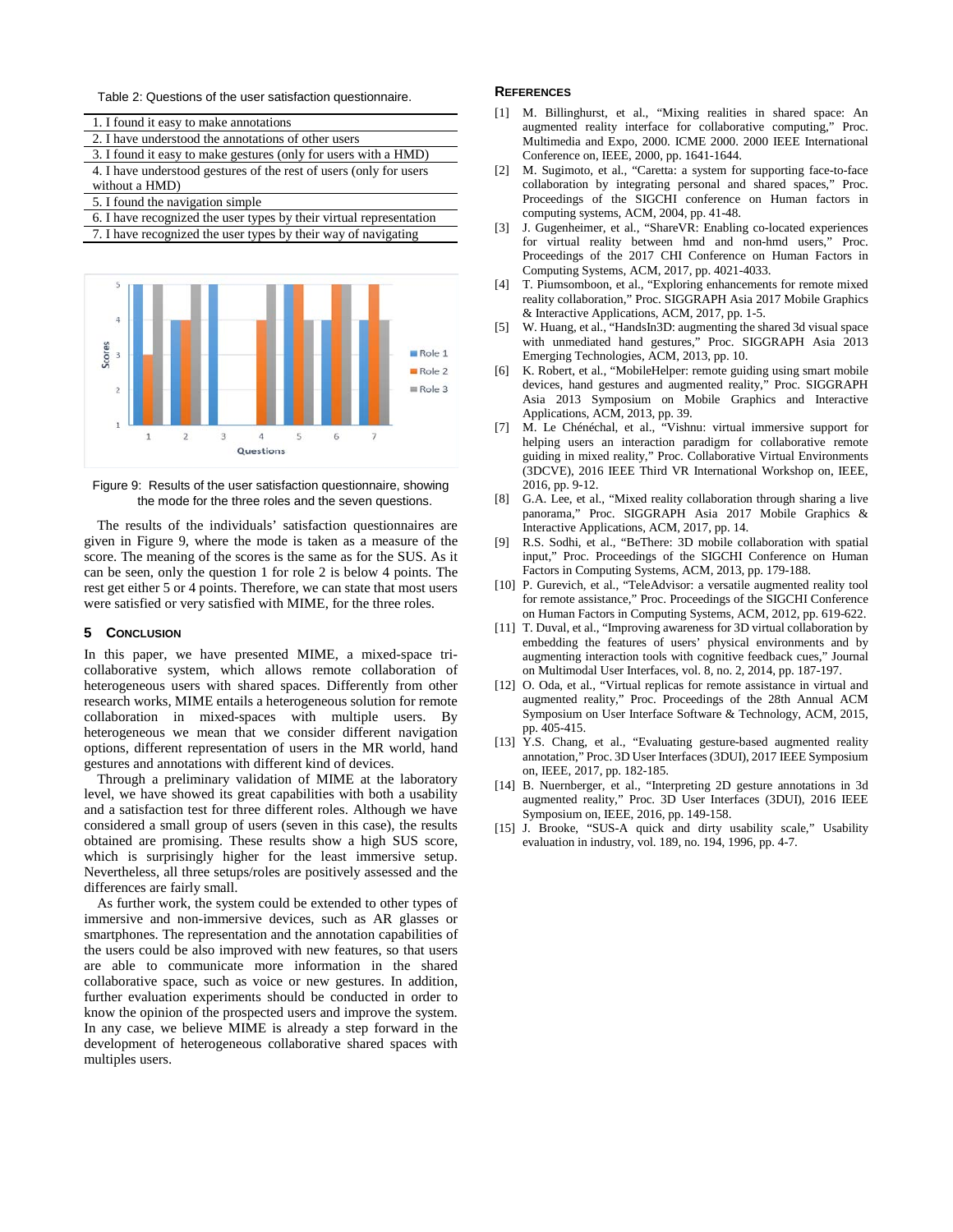Table 2: Questions of the user satisfaction questionnaire.

| |
|---|
| 1. I found it easy to make annotations |
| 2. I have understood the annotations of other users |
| 3. I found it easy to make gestures (only for users with a HMD) |
| 4. I have understood gestures of the rest of users (only for users without a HMD) |
| 5. I found the navigation simple |
| 6. I have recognized the user types by their virtual representation |
| 7. I have recognized the user types by their way of navigating |

Scores

5
4
3
2
1

1 2 3 4 5 6 7

Questions

Role 1
Role 2
Role 3

Figure 9: Results of the user satisfaction questionnaire, showing the mode for the three roles and the seven questions.

The results of the individuals' satisfaction questionnaires are given in Figure 9, where the mode is taken as a measure of the score. The meaning of the scores is the same as for the SUS. As it can be seen, only the question 1 for role 2 is below 4 points. The rest get either 5 or 4 points. Therefore, we can state that most users were satisfied or very satisfied with MIME, for the three roles.

## 5 Conclusion

In this paper, we have presented MIME, a mixed-space tri-collaborative system, which allows remote collaboration of heterogeneous users with shared spaces. Differently from other research works, MIME entails a heterogeneous solution for remote collaboration in mixed-spaces with multiple users. By heterogeneous we mean that we consider different navigation options, different representation of users in the MR world, hand gestures and annotations with different kind of devices.

Through a preliminary validation of MIME at the laboratory level, we have showed its great capabilities with both a usability and a satisfaction test for three different roles. Although we have considered a small group of users (seven in this case), the results obtained are promising. These results show a high SUS score, which is surprisingly higher for the least immersive setup. Nevertheless, all three setups/roles are positively assessed and the differences are fairly small.

As further work, the system could be extended to other types of immersive and non-immersive devices, such as AR glasses or smartphones. The representation and the annotation capabilities of the users could be also improved with new features, so that users are able to communicate more information in the shared collaborative space, such as voice or new gestures. In addition, further evaluation experiments should be conducted in order to know the opinion of the prospected users and improve the system. In any case, we believe MIME is already a step forward in the development of heterogeneous collaborative shared spaces with multiples users.

## References

[1] M. Billinghurst, et al., "Mixing realities in shared space: An augmented reality interface for collaborative computing," Proc. Multimedia and Expo, 2000. ICME 2000. 2000 IEEE International Conference on, IEEE, 2000, pp. 1641-1644.

[2] M. Sugimoto, et al., "Caretta: a system for supporting face-to-face collaboration by integrating personal and shared spaces," Proc. Proceedings of the SIGCHI conference on Human factors in computing systems, ACM, 2004, pp. 41-48.

[3] J. Gugenheimer, et al., "ShareVR: Enabling co-located experiences for virtual reality between hmd and non-hmd users," Proc. Proceedings of the 2017 CHI Conference on Human Factors in Computing Systems, ACM, 2017, pp. 4021-4033.

[4] T. Piumsomboon, et al., "Exploring enhancements for remote mixed reality collaboration," Proc. SIGGRAPH Asia 2017 Mobile Graphics & Interactive Applications, ACM, 2017, pp. 1-5.

[5] W. Huang, et al., "HandsIn3D: augmenting the shared 3d visual space with unmediated hand gestures," Proc. SIGGRAPH Asia 2013 Emerging Technologies, ACM, 2013, pp. 10.

[6] K. Robert, et al., "MobileHelper: remote guiding using smart mobile devices, hand gestures and augmented reality," Proc. SIGGRAPH Asia 2013 Symposium on Mobile Graphics and Interactive Applications, ACM, 2013, pp. 39.

[7] M. Le Chénéchal, et al., "Vishnu: virtual immersive support for helping users an interaction paradigm for collaborative remote guiding in mixed reality," Proc. Collaborative Virtual Environments (3DCVE), 2016 IEEE Third VR International Workshop on, IEEE, 2016, pp. 9-12.

[8] G.A. Lee, et al., "Mixed reality collaboration through sharing a live panorama," Proc. SIGGRAPH Asia 2017 Mobile Graphics & Interactive Applications, ACM, 2017, pp. 14.

[9] R.S. Sodhi, et al., "BeThere: 3D mobile collaboration with spatial input," Proc. Proceedings of the SIGCHI Conference on Human Factors in Computing Systems, ACM, 2013, pp. 179-188.

[10] P. Gurevich, et al., "TeleAdvisor: a versatile augmented reality tool for remote assistance," Proc. Proceedings of the SIGCHI Conference on Human Factors in Computing Systems, ACM, 2012, pp. 619-622.

[11] T. Duval, et al., "Improving awareness for 3D virtual collaboration by embedding the features of users' physical environments and by augmenting interaction tools with cognitive feedback cues," Journal on Multimodal User Interfaces, vol. 8, no. 2, 2014, pp. 187-197.

[12] O. Oda, et al., "Virtual replicas for remote assistance in virtual and augmented reality," Proc. Proceedings of the 28th Annual ACM Symposium on User Interface Software & Technology, ACM, 2015, pp. 405-415.

[13] Y.S. Chang, et al., "Evaluating gesture-based augmented reality annotation," Proc. 3D User Interfaces (3DUI), 2017 IEEE Symposium on, IEEE, 2017, pp. 182-185.

[14] B. Nuernberger, et al., "Interpreting 2D gesture annotations in 3d augmented reality," Proc. 3D User Interfaces (3DUI), 2016 IEEE Symposium on, IEEE, 2016, pp. 149-158.

[15] J. Brooke, "SUS-A quick and dirty usability scale," Usability evaluation in industry, vol. 189, no. 194, 1996, pp. 4-7.